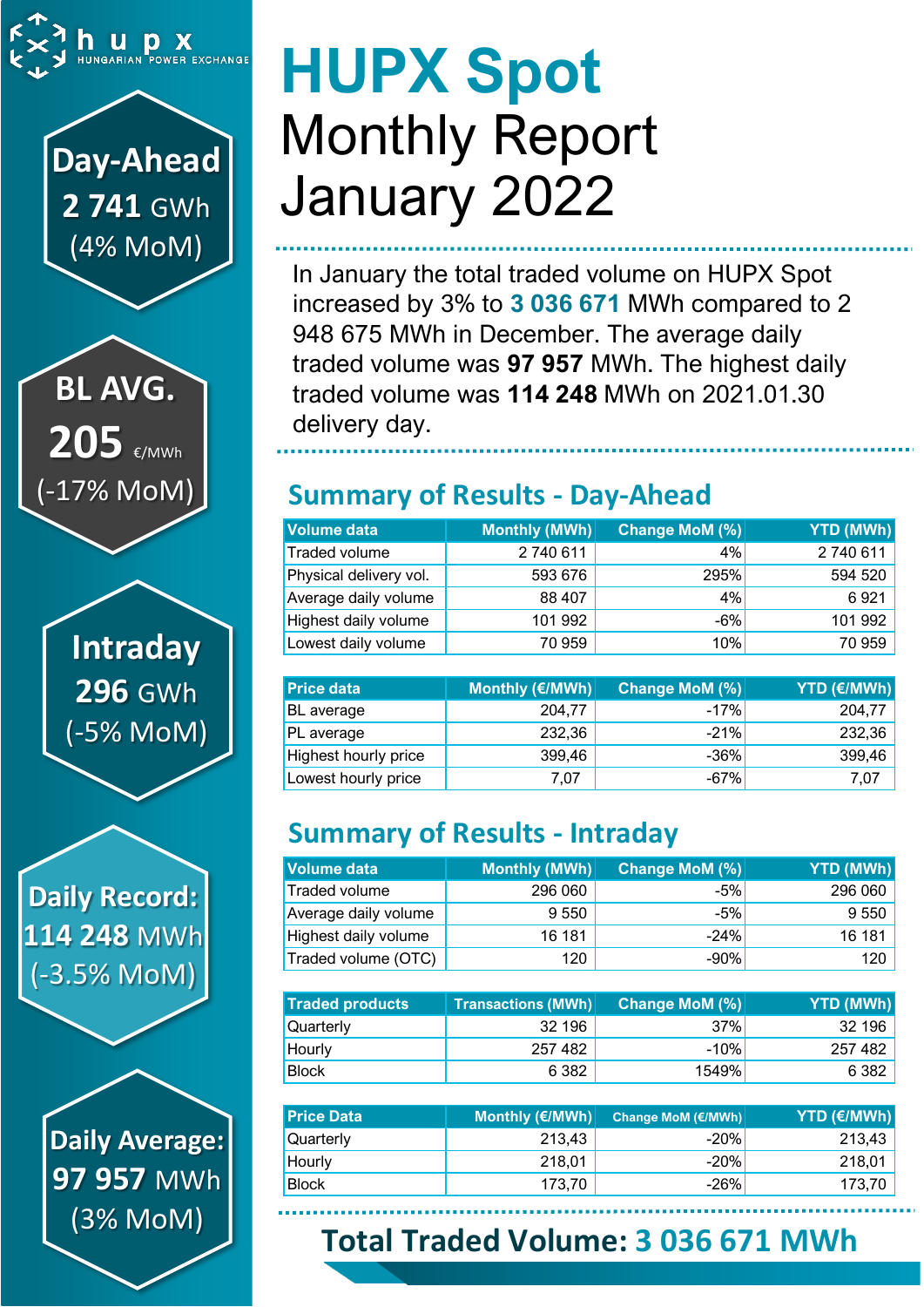hupx
HUNGARIAN POWER EXCHANGE

**Day-Ahead**
**2 741** GWh
(4% MoM)

**BL AVG.**
**205** €/MWh
(-17% MoM)

**Intraday**
**296** GWh
(-5% MoM)

**Daily Record:**
**114 248** MWh
(-3.5% MoM)

**Daily Average:**
**97 957** MWh
(3% MoM)

# HUPX Spot

# Monthly Report January 2022

In January the total traded volume on HUPX Spot increased by 3% to **3 036 671** MWh compared to 2 948 675 MWh in December. The average daily traded volume was **97 957** MWh. The highest daily traded volume was **114 248** MWh on 2021.01.30 delivery day.

## Summary of Results - Day-Ahead

| Volume data | Monthly (MWh) | Change MoM (%) | YTD (MWh) |
|---|---|---|---|
| Traded volume | 2 740 611 | 4% | 2 740 611 |
| Physical delivery vol. | 593 676 | 295% | 594 520 |
| Average daily volume | 88 407 | 4% | 6 921 |
| Highest daily volume | 101 992 | -6% | 101 992 |
| Lowest daily volume | 70 959 | 10% | 70 959 |

| Price data | Monthly (€/MWh) | Change MoM (%) | YTD (€/MWh) |
|---|---|---|---|
| BL average | 204,77 | -17% | 204,77 |
| PL average | 232,36 | -21% | 232,36 |
| Highest hourly price | 399,46 | -36% | 399,46 |
| Lowest hourly price | 7,07 | -67% | 7,07 |

## Summary of Results - Intraday

| Volume data | Monthly (MWh) | Change MoM (%) | YTD (MWh) |
|---|---|---|---|
| Traded volume | 296 060 | -5% | 296 060 |
| Average daily volume | 9 550 | -5% | 9 550 |
| Highest daily volume | 16 181 | -24% | 16 181 |
| Traded volume (OTC) | 120 | -90% | 120 |

| Traded products | Transactions (MWh) | Change MoM (%) | YTD (MWh) |
|---|---|---|---|
| Quarterly | 32 196 | 37% | 32 196 |
| Hourly | 257 482 | -10% | 257 482 |
| Block | 6 382 | 1549% | 6 382 |

| Price Data | Monthly (€/MWh) | Change MoM (€/MWh) | YTD (€/MWh) |
|---|---|---|---|
| Quarterly | 213,43 | -20% | 213,43 |
| Hourly | 218,01 | -20% | 218,01 |
| Block | 173,70 | -26% | 173,70 |

## Total Traded Volume: 3 036 671 MWh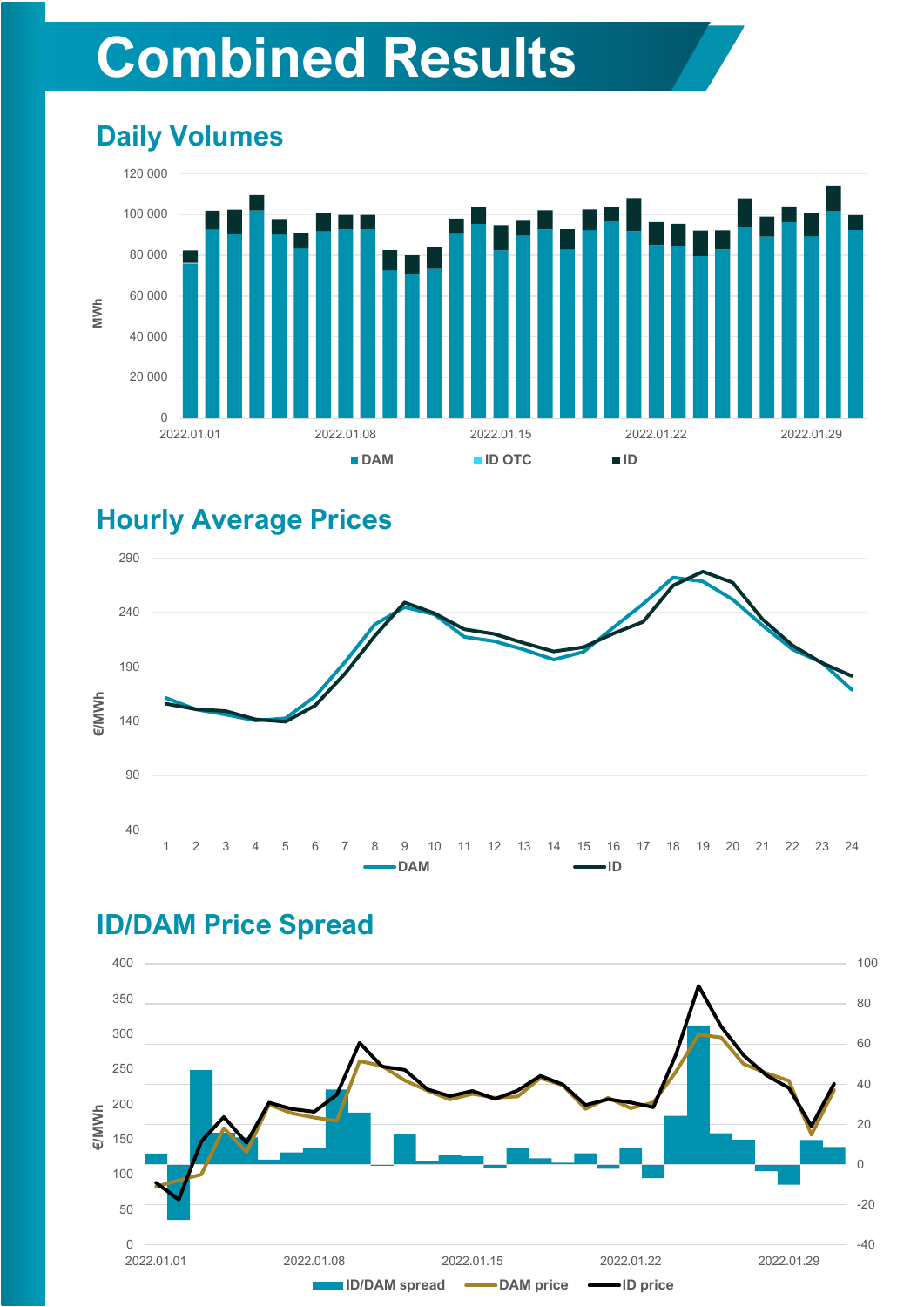# Combined Results

## Daily Volumes

MWh

120 000
100 000
80 000
60 000
40 000
20 000
0

2022.01.01 2022.01.08 2022.01.15 2022.01.22 2022.01.29

DAM ID OTC ID

## Hourly Average Prices

€/MWh

290
240
190
140
90
40

1 2 3 4 5 6 7 8 9 10 11 12 13 14 15 16 17 18 19 20 21 22 23 24

DAM ID

## ID/DAM Price Spread

€/MWh

400
350
300
250
200
150
100
50
0

100
80
60
40
20
0
-20
-40

2022.01.01 2022.01.08 2022.01.15 2022.01.22 2022.01.29

ID/DAM spread DAM price ID price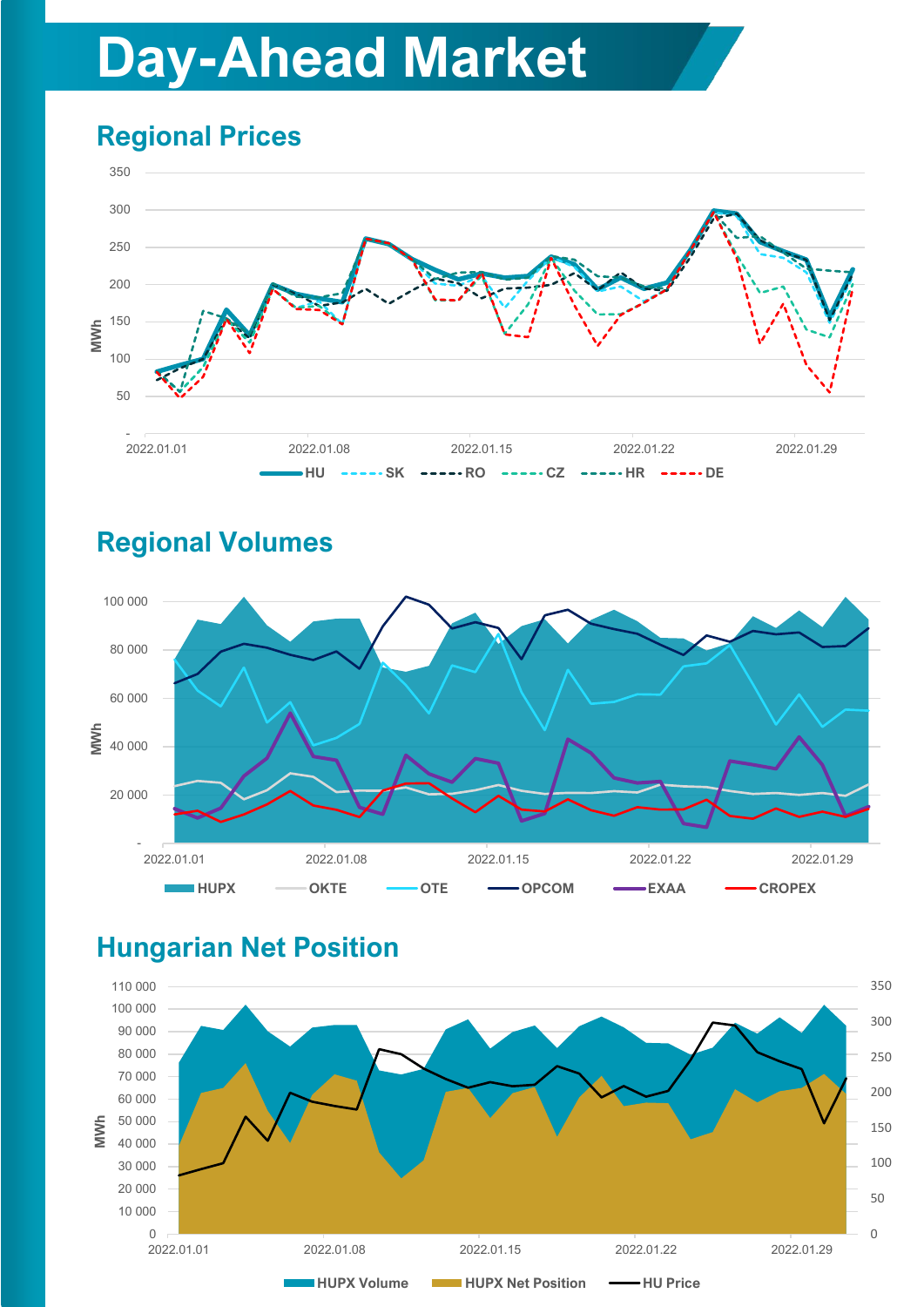# Day-Ahead Market

## Regional Prices

## Regional Volumes

## Hungarian Net Position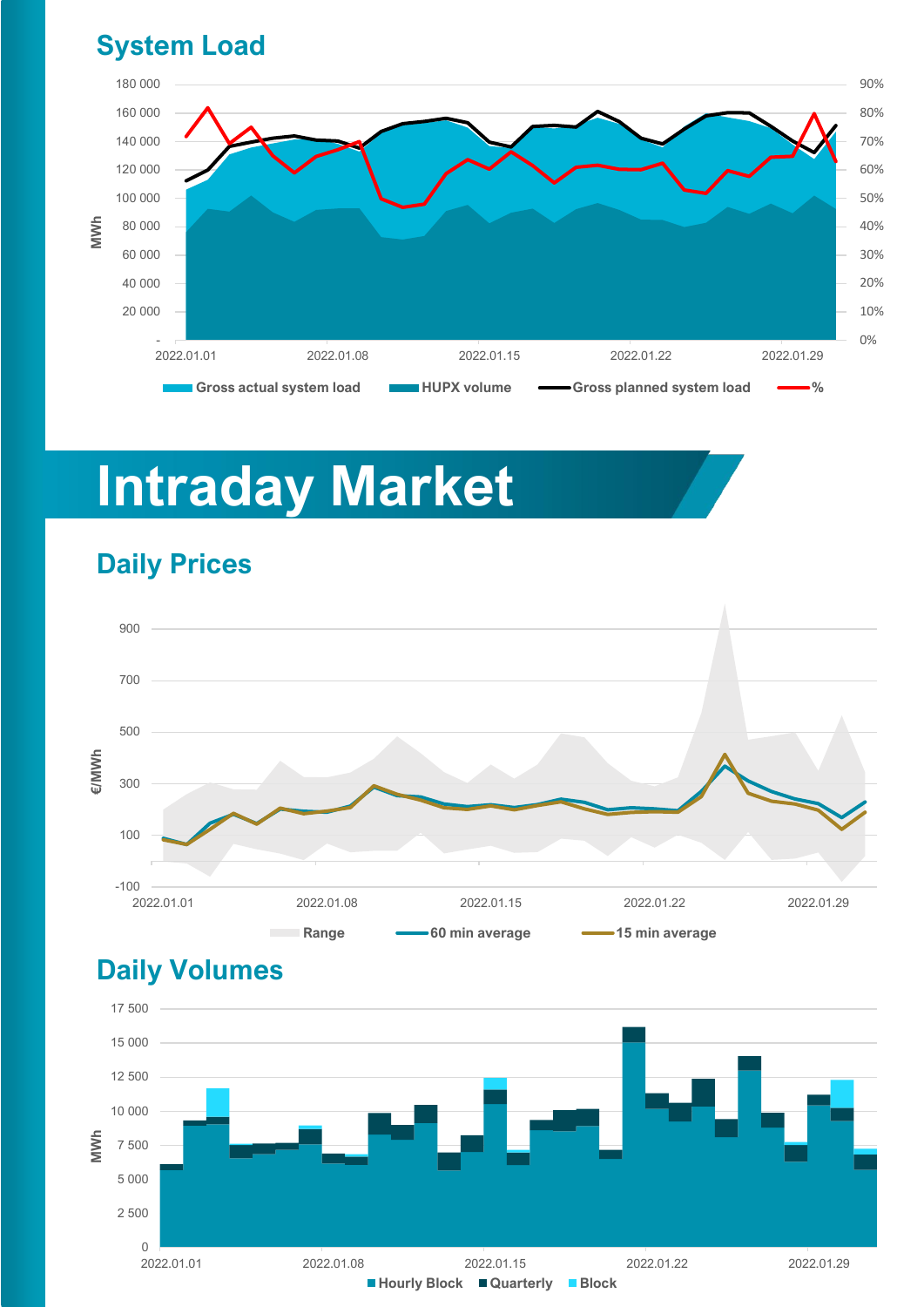## System Load

## Intraday Market

### Daily Prices

### Daily Volumes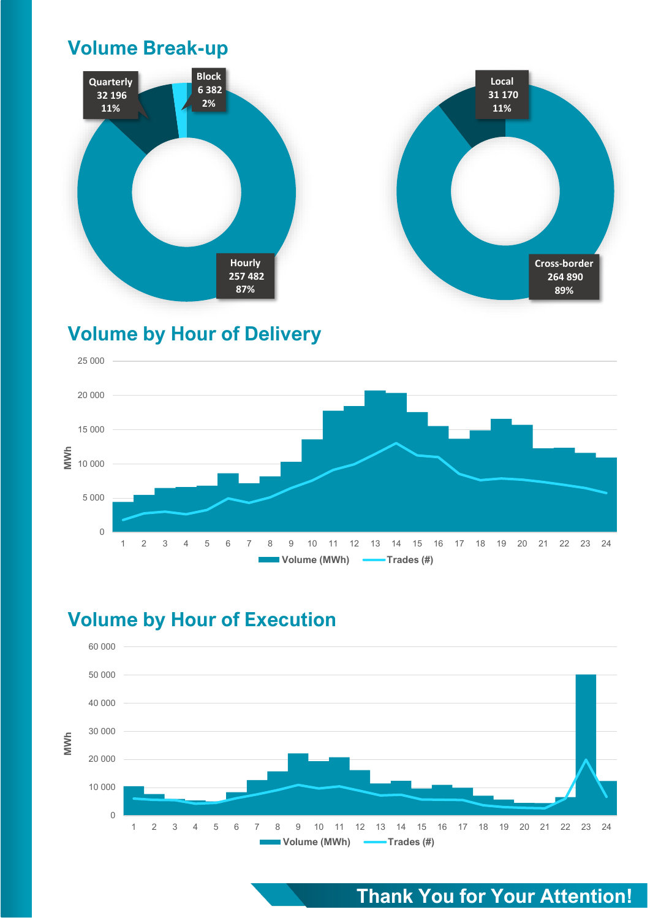## Volume Break-up

Quarterly
32 196
11%

Block
6 382
2%

Hourly
257 482
87%

Local
31 170
11%

Cross-border
264 890
89%

## Volume by Hour of Delivery

MWh

25 000
20 000
15 000
10 000
5 000
0

1 2 3 4 5 6 7 8 9 10 11 12 13 14 15 16 17 18 19 20 21 22 23 24

Volume (MWh) Trades (#)

## Volume by Hour of Execution

MWh

60 000
50 000
40 000
30 000
20 000
10 000
0

1 2 3 4 5 6 7 8 9 10 11 12 13 14 15 16 17 18 19 20 21 22 23 24

Volume (MWh) Trades (#)

**Thank You for Your Attention!**